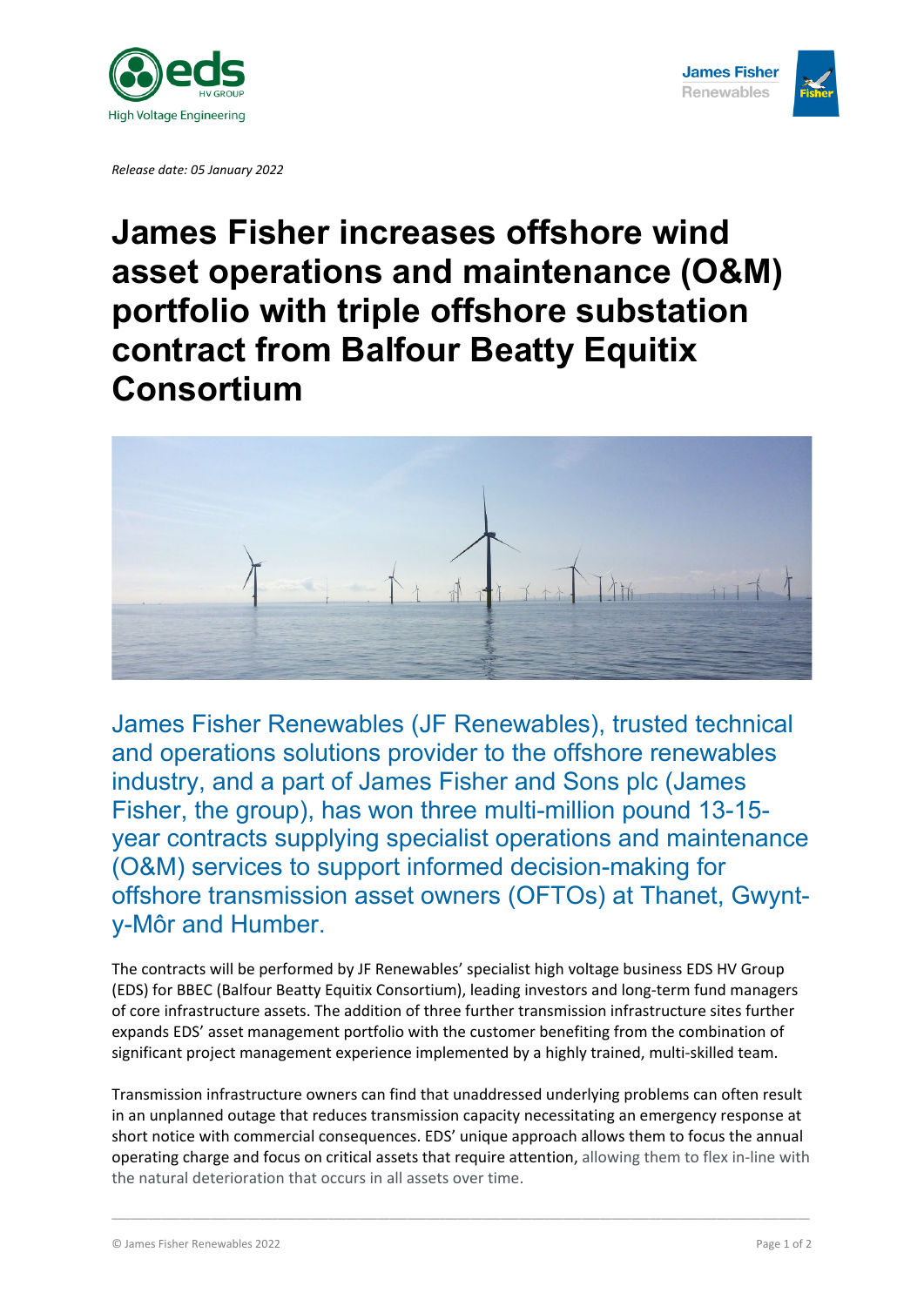*Release date: 05 January 2022*

# James Fisher increases offshore wind asset operations and maintenance (O&M) portfolio with triple offshore substation contract from Balfour Beatty Equitix Consortium

James Fisher Renewables (JF Renewables), trusted technical and operations solutions provider to the offshore renewables industry, and a part of James Fisher and Sons plc (James Fisher, the group), has won three multi-million pound 13-15-year contracts supplying specialist operations and maintenance (O&M) services to support informed decision-making for offshore transmission asset owners (OFTOs) at Thanet, Gwynt-y-Môr and Humber.

The contracts will be performed by JF Renewables' specialist high voltage business EDS HV Group (EDS) for BBEC (Balfour Beatty Equitix Consortium), leading investors and long-term fund managers of core infrastructure assets. The addition of three further transmission infrastructure sites further expands EDS' asset management portfolio with the customer benefiting from the combination of significant project management experience implemented by a highly trained, multi-skilled team.

Transmission infrastructure owners can find that unaddressed underlying problems can often result in an unplanned outage that reduces transmission capacity necessitating an emergency response at short notice with commercial consequences. EDS' unique approach allows them to focus the annual operating charge and focus on critical assets that require attention, allowing them to flex in-line with the natural deterioration that occurs in all assets over time.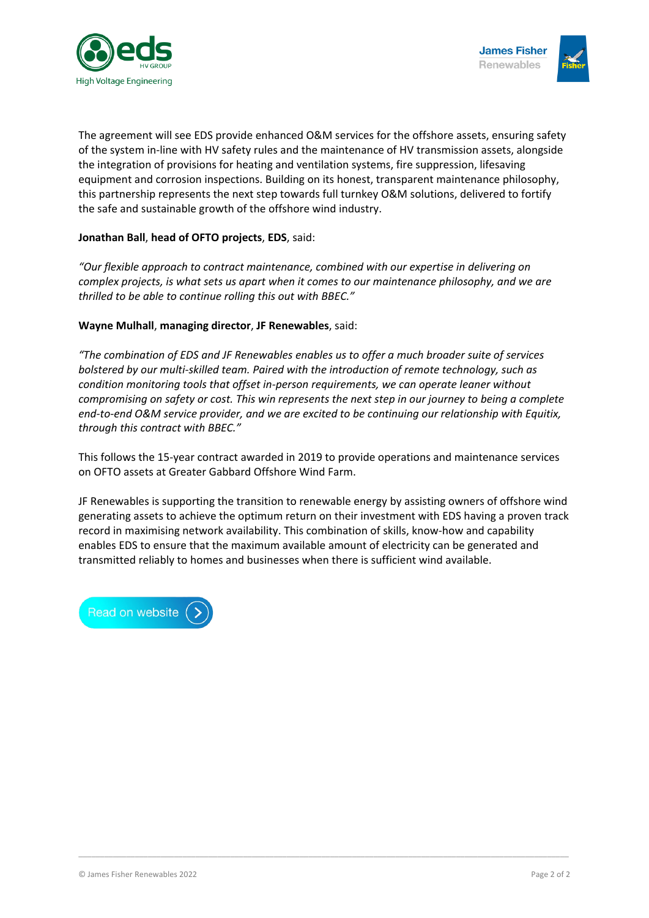The agreement will see EDS provide enhanced O&M services for the offshore assets, ensuring safety of the system in-line with HV safety rules and the maintenance of HV transmission assets, alongside the integration of provisions for heating and ventilation systems, fire suppression, lifesaving equipment and corrosion inspections. Building on its honest, transparent maintenance philosophy, this partnership represents the next step towards full turnkey O&M solutions, delivered to fortify the safe and sustainable growth of the offshore wind industry.

**Jonathan Ball**, **head of OFTO projects**, **EDS**, said:

*"Our flexible approach to contract maintenance, combined with our expertise in delivering on complex projects, is what sets us apart when it comes to our maintenance philosophy, and we are thrilled to be able to continue rolling this out with BBEC."*

**Wayne Mulhall**, **managing director**, **JF Renewables**, said:

*"The combination of EDS and JF Renewables enables us to offer a much broader suite of services bolstered by our multi-skilled team. Paired with the introduction of remote technology, such as condition monitoring tools that offset in-person requirements, we can operate leaner without compromising on safety or cost. This win represents the next step in our journey to being a complete end-to-end O&M service provider, and we are excited to be continuing our relationship with Equitix, through this contract with BBEC."*

This follows the 15-year contract awarded in 2019 to provide operations and maintenance services on OFTO assets at Greater Gabbard Offshore Wind Farm.

JF Renewables is supporting the transition to renewable energy by assisting owners of offshore wind generating assets to achieve the optimum return on their investment with EDS having a proven track record in maximising network availability. This combination of skills, know-how and capability enables EDS to ensure that the maximum available amount of electricity can be generated and transmitted reliably to homes and businesses when there is sufficient wind available.

Read on website